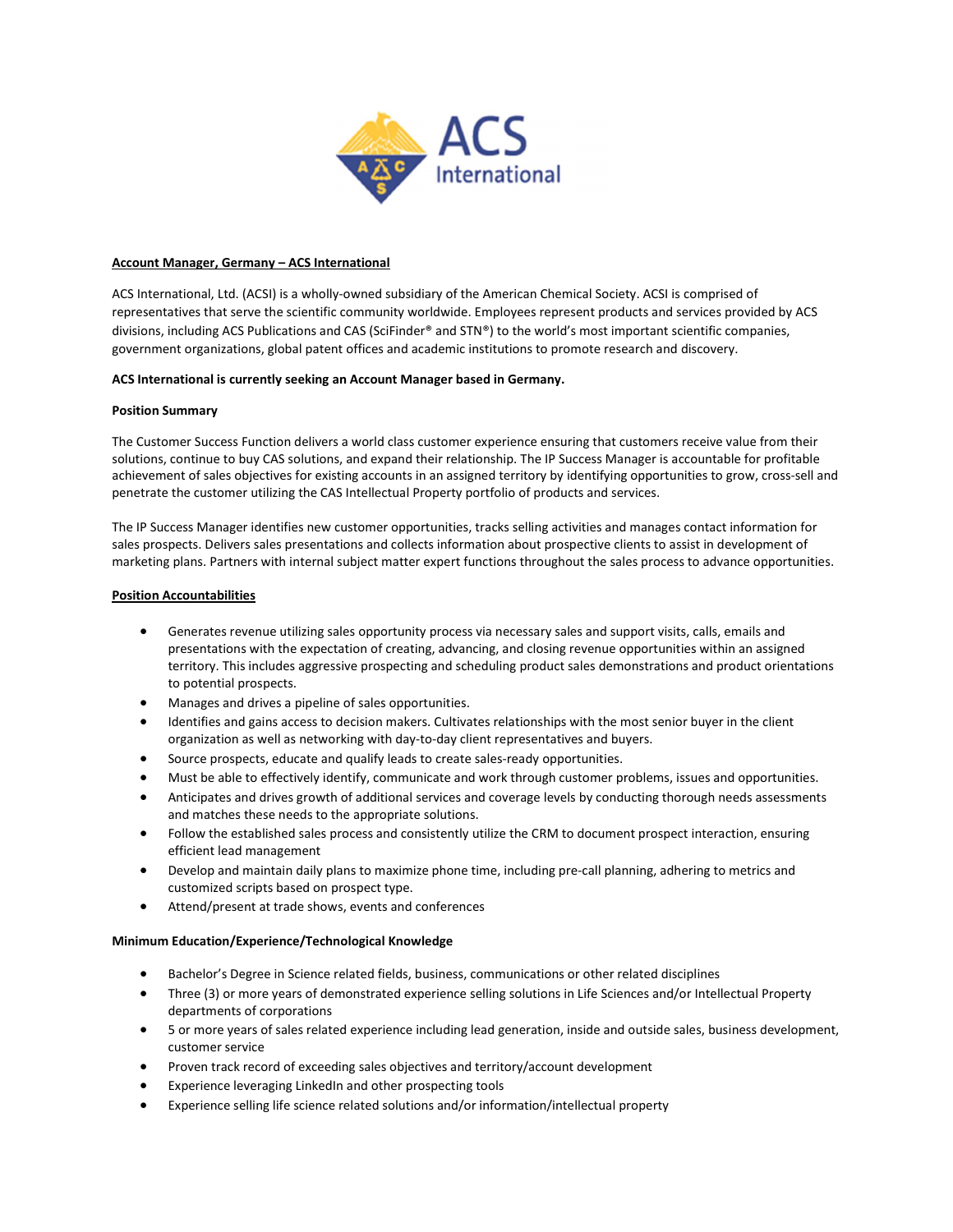**Account Manager, Germany – ACS International**

ACS International, Ltd. (ACSI) is a wholly-owned subsidiary of the American Chemical Society. ACSI is comprised of representatives that serve the scientific community worldwide. Employees represent products and services provided by ACS divisions, including ACS Publications and CAS (SciFinder® and STN®) to the world's most important scientific companies, government organizations, global patent offices and academic institutions to promote research and discovery.

**ACS International is currently seeking an Account Manager based in Germany.**

**Position Summary**

The Customer Success Function delivers a world class customer experience ensuring that customers receive value from their solutions, continue to buy CAS solutions, and expand their relationship. The IP Success Manager is accountable for profitable achievement of sales objectives for existing accounts in an assigned territory by identifying opportunities to grow, cross-sell and penetrate the customer utilizing the CAS Intellectual Property portfolio of products and services.

The IP Success Manager identifies new customer opportunities, tracks selling activities and manages contact information for sales prospects. Delivers sales presentations and collects information about prospective clients to assist in development of marketing plans. Partners with internal subject matter expert functions throughout the sales process to advance opportunities.

**Position Accountabilities**

- Generates revenue utilizing sales opportunity process via necessary sales and support visits, calls, emails and presentations with the expectation of creating, advancing, and closing revenue opportunities within an assigned territory. This includes aggressive prospecting and scheduling product sales demonstrations and product orientations to potential prospects.
- Manages and drives a pipeline of sales opportunities.
- Identifies and gains access to decision makers. Cultivates relationships with the most senior buyer in the client organization as well as networking with day-to-day client representatives and buyers.
- Source prospects, educate and qualify leads to create sales-ready opportunities.
- Must be able to effectively identify, communicate and work through customer problems, issues and opportunities.
- Anticipates and drives growth of additional services and coverage levels by conducting thorough needs assessments and matches these needs to the appropriate solutions.
- Follow the established sales process and consistently utilize the CRM to document prospect interaction, ensuring efficient lead management
- Develop and maintain daily plans to maximize phone time, including pre-call planning, adhering to metrics and customized scripts based on prospect type.
- Attend/present at trade shows, events and conferences

**Minimum Education/Experience/Technological Knowledge**

- Bachelor's Degree in Science related fields, business, communications or other related disciplines
- Three (3) or more years of demonstrated experience selling solutions in Life Sciences and/or Intellectual Property departments of corporations
- 5 or more years of sales related experience including lead generation, inside and outside sales, business development, customer service
- Proven track record of exceeding sales objectives and territory/account development
- Experience leveraging LinkedIn and other prospecting tools
- Experience selling life science related solutions and/or information/intellectual property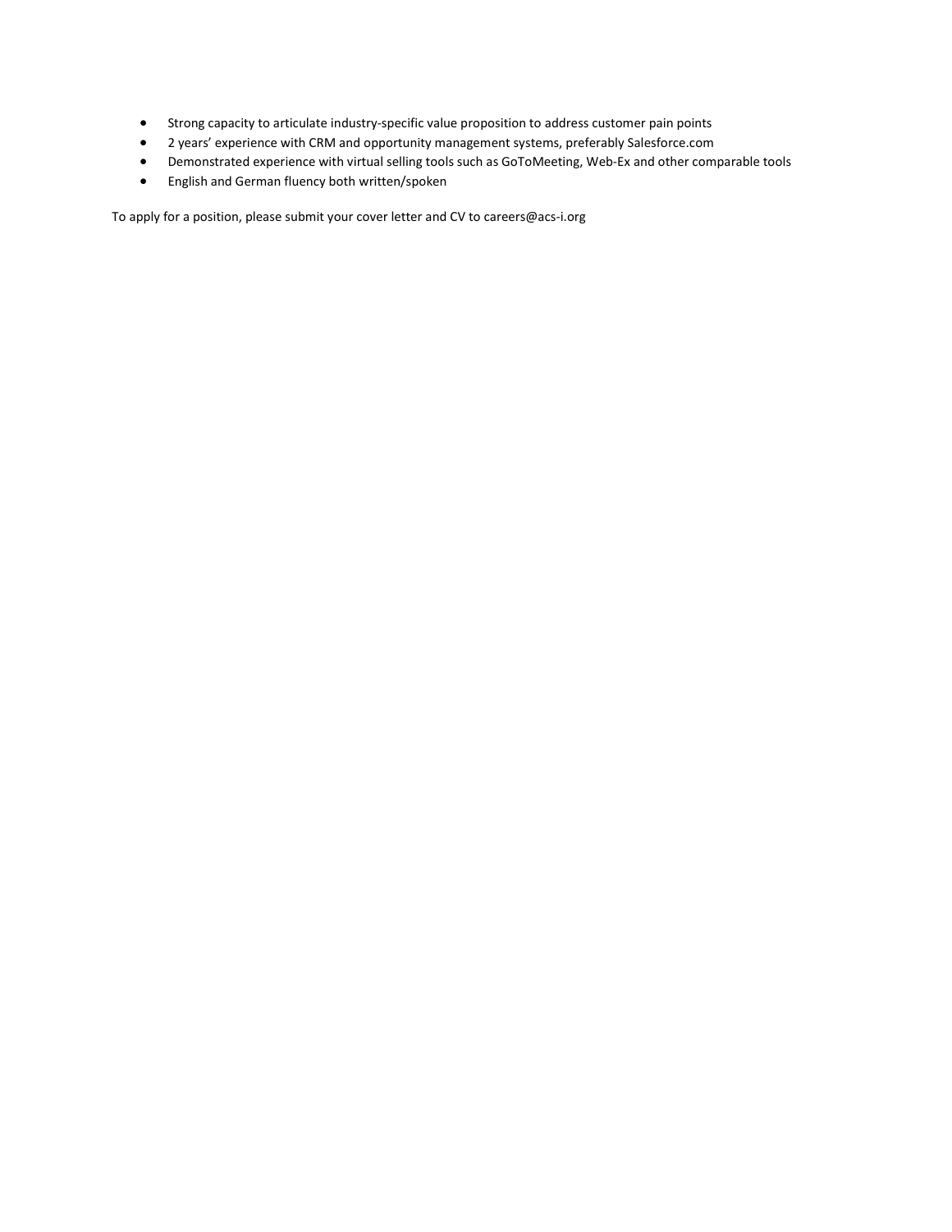- Strong capacity to articulate industry-specific value proposition to address customer pain points
- 2 years' experience with CRM and opportunity management systems, preferably Salesforce.com
- Demonstrated experience with virtual selling tools such as GoToMeeting, Web-Ex and other comparable tools
- English and German fluency both written/spoken

To apply for a position, please submit your cover letter and CV to careers@acs-i.org